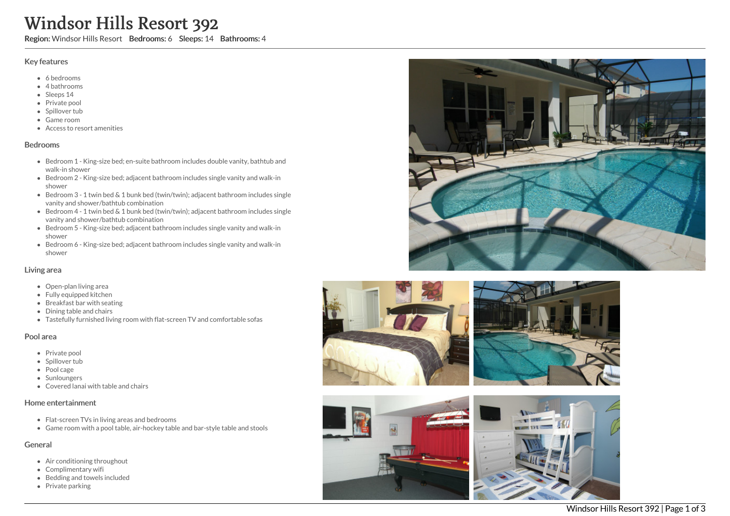# Windsor Hills Resort 392

**Region:** Windsor Hills Resort **Bedrooms:** 6 **Sleeps:** 14 **Bathrooms:** 4

## Key features

- 6 bedrooms
- 4 bathrooms
- Sleeps 14
- Private pool
- Spillover tub
- Game room
- Access to resort amenities

## Bedrooms

- Bedroom 1 - King-size bed; en-suite bathroom includes double vanity, bathtub and walk-in shower
- Bedroom 2 - King-size bed; adjacent bathroom includes single vanity and walk-in shower
- Bedroom 3 - 1 twin bed & 1 bunk bed (twin/twin); adjacent bathroom includes single vanity and shower/bathtub combination
- Bedroom 4 - 1 twin bed & 1 bunk bed (twin/twin); adjacent bathroom includes single vanity and shower/bathtub combination
- Bedroom 5 - King-size bed; adjacent bathroom includes single vanity and walk-in shower
- Bedroom 6 - King-size bed; adjacent bathroom includes single vanity and walk-in shower

## Living area

- Open-plan living area
- Fully equipped kitchen
- Breakfast bar with seating
- Dining table and chairs
- Tastefully furnished living room with flat-screen TV and comfortable sofas

## Pool area

- Private pool
- Spillover tub
- Pool cage
- Sunloungers
- Covered lanai with table and chairs

## Home entertainment

- Flat-screen TVs in living areas and bedrooms
- Game room with a pool table, air-hockey table and bar-style table and stools

## General

- Air conditioning throughout
- Complimentary wifi
- Bedding and towels included
- Private parking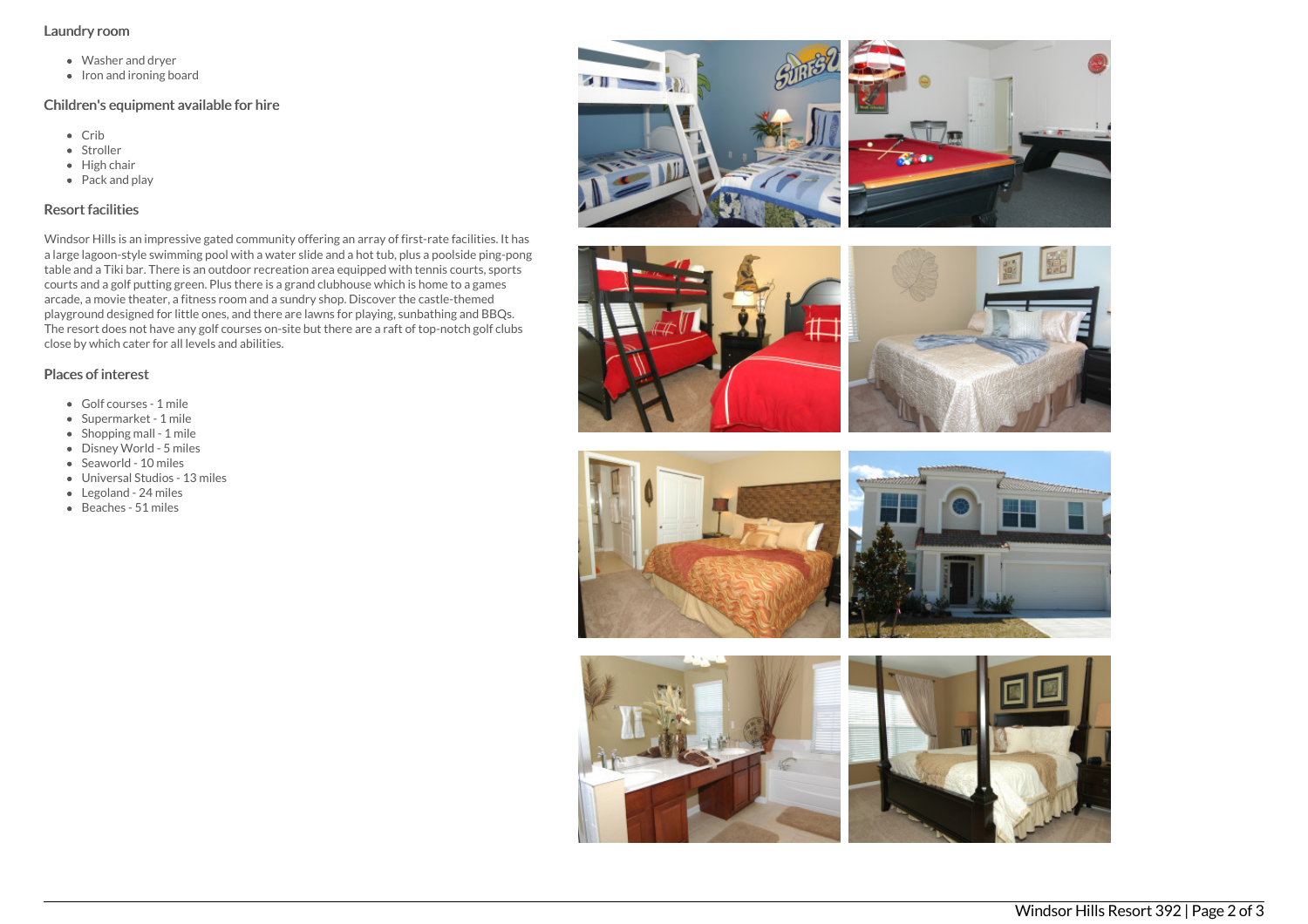## Laundry room

- Washer and dryer
- Iron and ironing board

## Children's equipment available for hire

- Crib
- Stroller
- High chair
- Pack and play

## Resort facilities

Windsor Hills is an impressive gated community offering an array of first-rate facilities. It has a large lagoon-style swimming pool with a water slide and a hot tub, plus a poolside ping-pong table and a Tiki bar. There is an outdoor recreation area equipped with tennis courts, sports courts and a golf putting green. Plus there is a grand clubhouse which is home to a games arcade, a movie theater, a fitness room and a sundry shop. Discover the castle-themed playground designed for little ones, and there are lawns for playing, sunbathing and BBQs. The resort does not have any golf courses on-site but there are a raft of top-notch golf clubs close by which cater for all levels and abilities.

## Places of interest

- Golf courses - 1 mile
- Supermarket - 1 mile
- Shopping mall - 1 mile
- Disney World - 5 miles
- Seaworld - 10 miles
- Universal Studios - 13 miles
- Legoland - 24 miles
- Beaches - 51 miles